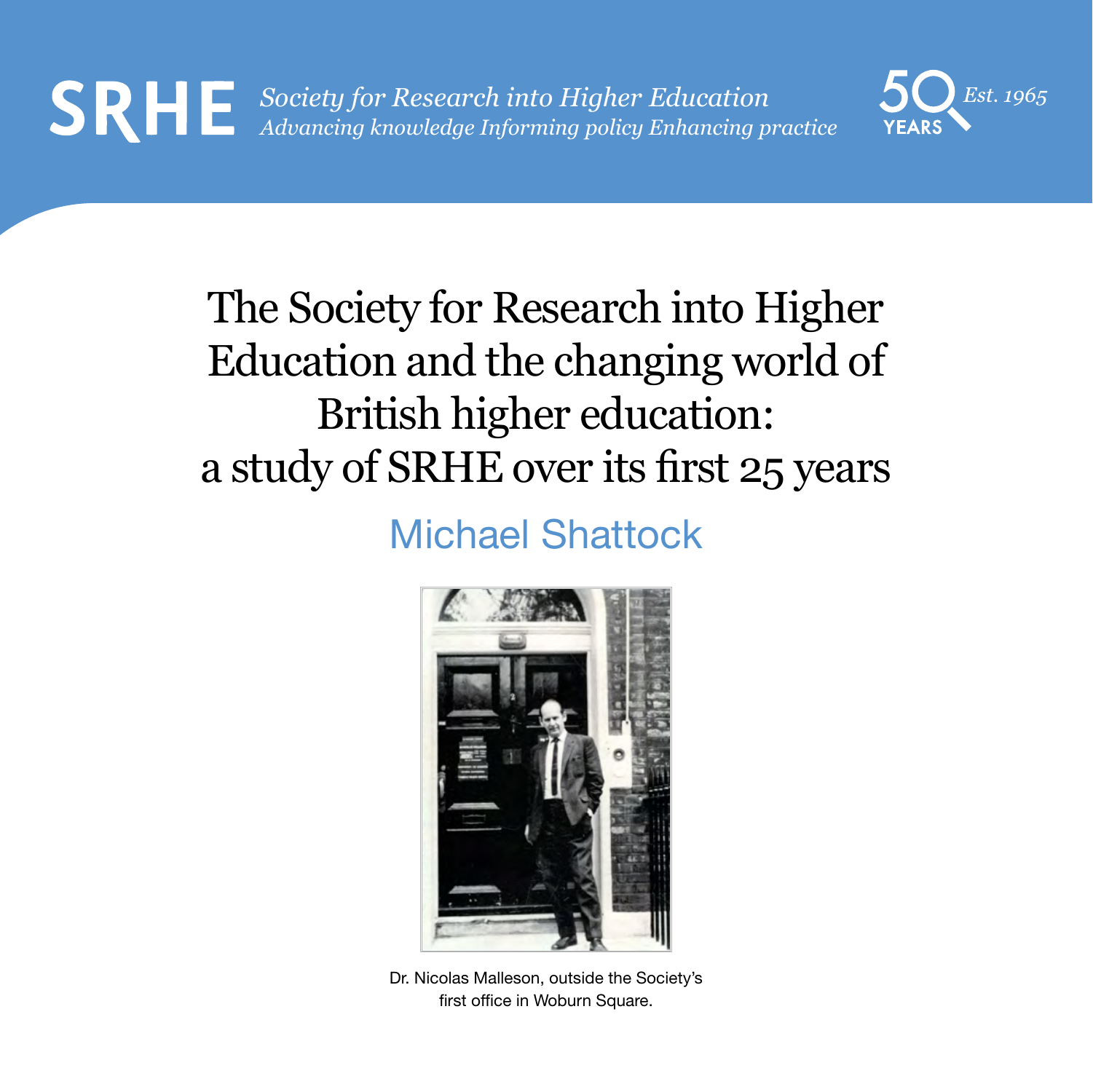SRHE *Society for Research into Higher Education*
*Advancing knowledge Informing policy Enhancing practice*

50 YEARS *Est. 1965*

# The Society for Research into Higher Education and the changing world of British higher education: a study of SRHE over its first 25 years

## Michael Shattock

Dr. Nicolas Malleson, outside the Society's first office in Woburn Square.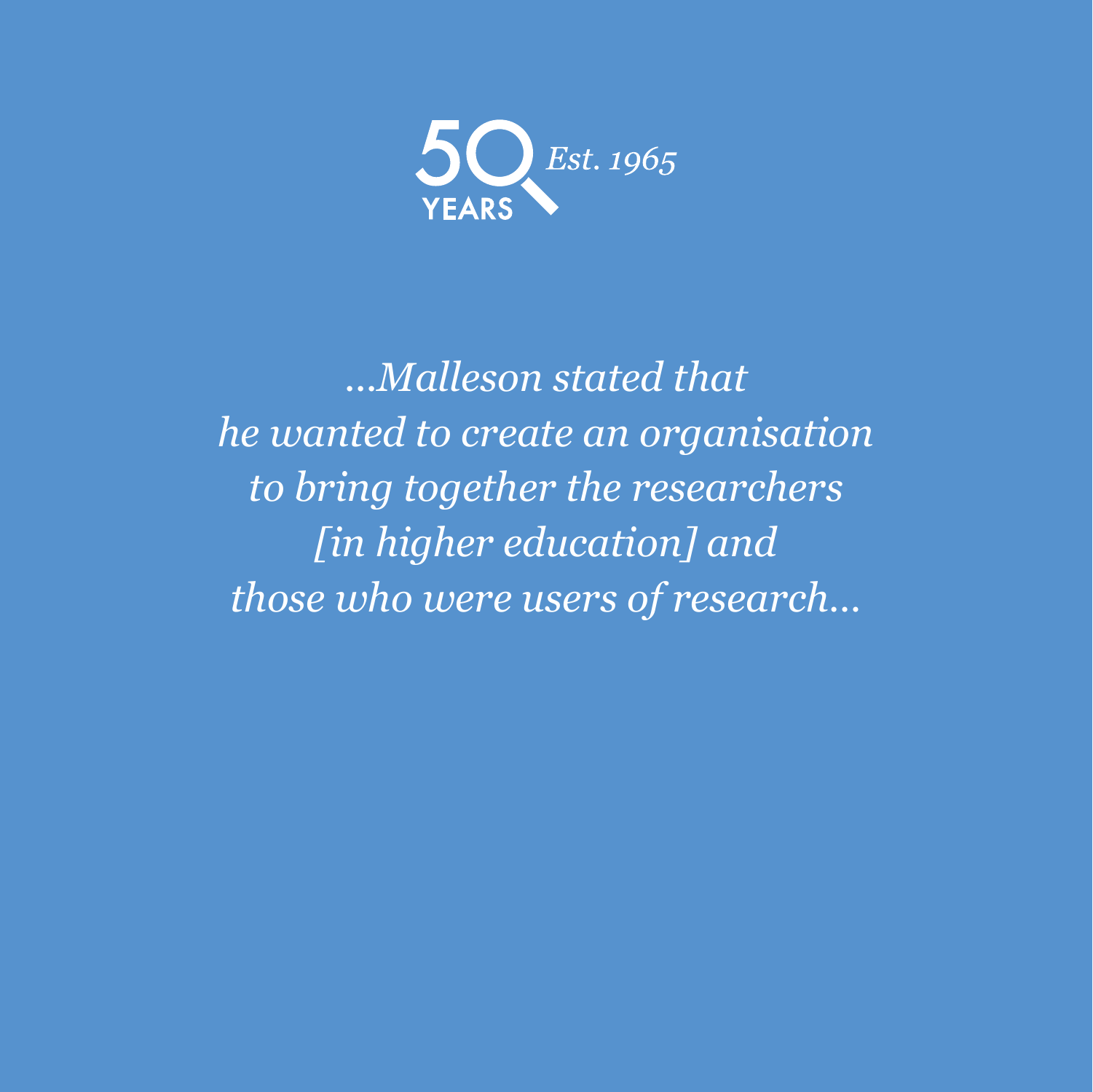50 YEARS *Est. 1965*

*...Malleson stated that
he wanted to create an organisation
to bring together the researchers
[in higher education] and
those who were users of research...*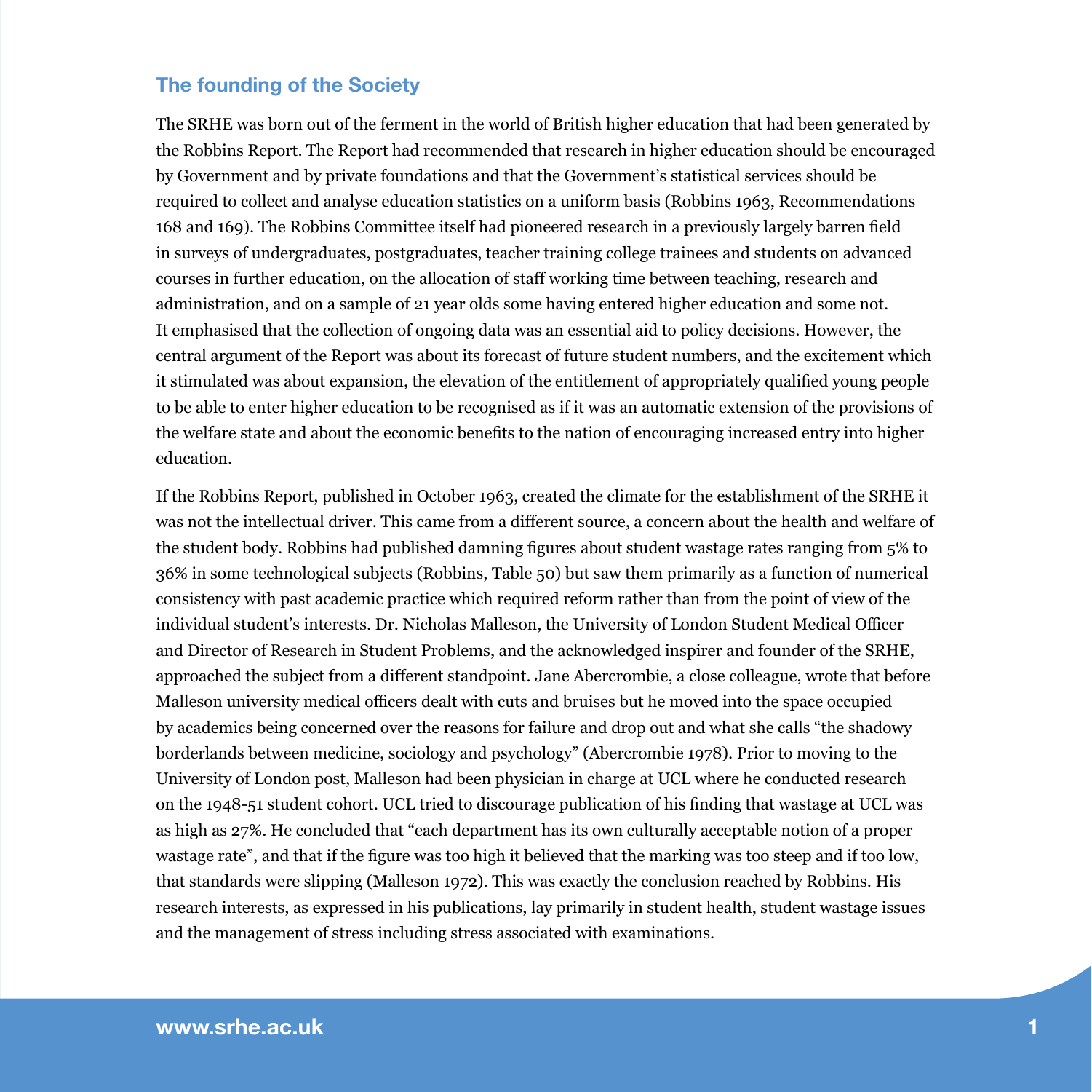## The founding of the Society

The SRHE was born out of the ferment in the world of British higher education that had been generated by the Robbins Report. The Report had recommended that research in higher education should be encouraged by Government and by private foundations and that the Government's statistical services should be required to collect and analyse education statistics on a uniform basis (Robbins 1963, Recommendations 168 and 169). The Robbins Committee itself had pioneered research in a previously largely barren field in surveys of undergraduates, postgraduates, teacher training college trainees and students on advanced courses in further education, on the allocation of staff working time between teaching, research and administration, and on a sample of 21 year olds some having entered higher education and some not. It emphasised that the collection of ongoing data was an essential aid to policy decisions. However, the central argument of the Report was about its forecast of future student numbers, and the excitement which it stimulated was about expansion, the elevation of the entitlement of appropriately qualified young people to be able to enter higher education to be recognised as if it was an automatic extension of the provisions of the welfare state and about the economic benefits to the nation of encouraging increased entry into higher education.

If the Robbins Report, published in October 1963, created the climate for the establishment of the SRHE it was not the intellectual driver. This came from a different source, a concern about the health and welfare of the student body. Robbins had published damning figures about student wastage rates ranging from 5% to 36% in some technological subjects (Robbins, Table 50) but saw them primarily as a function of numerical consistency with past academic practice which required reform rather than from the point of view of the individual student's interests. Dr. Nicholas Malleson, the University of London Student Medical Officer and Director of Research in Student Problems, and the acknowledged inspirer and founder of the SRHE, approached the subject from a different standpoint. Jane Abercrombie, a close colleague, wrote that before Malleson university medical officers dealt with cuts and bruises but he moved into the space occupied by academics being concerned over the reasons for failure and drop out and what she calls "the shadowy borderlands between medicine, sociology and psychology" (Abercrombie 1978). Prior to moving to the University of London post, Malleson had been physician in charge at UCL where he conducted research on the 1948-51 student cohort. UCL tried to discourage publication of his finding that wastage at UCL was as high as 27%. He concluded that "each department has its own culturally acceptable notion of a proper wastage rate", and that if the figure was too high it believed that the marking was too steep and if too low, that standards were slipping (Malleson 1972). This was exactly the conclusion reached by Robbins. His research interests, as expressed in his publications, lay primarily in student health, student wastage issues and the management of stress including stress associated with examinations.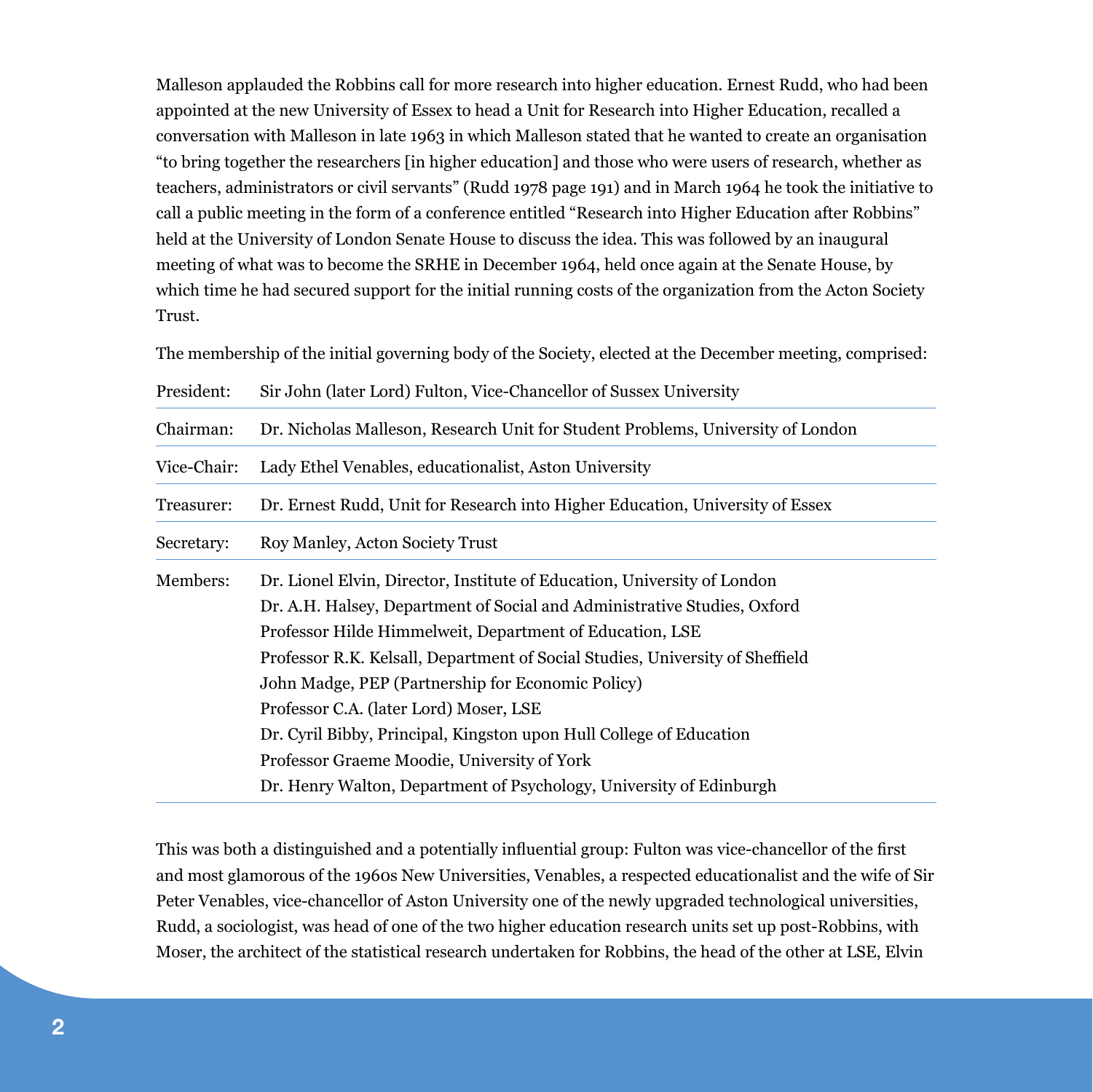Malleson applauded the Robbins call for more research into higher education. Ernest Rudd, who had been appointed at the new University of Essex to head a Unit for Research into Higher Education, recalled a conversation with Malleson in late 1963 in which Malleson stated that he wanted to create an organisation "to bring together the researchers [in higher education] and those who were users of research, whether as teachers, administrators or civil servants" (Rudd 1978 page 191) and in March 1964 he took the initiative to call a public meeting in the form of a conference entitled "Research into Higher Education after Robbins" held at the University of London Senate House to discuss the idea. This was followed by an inaugural meeting of what was to become the SRHE in December 1964, held once again at the Senate House, by which time he had secured support for the initial running costs of the organization from the Acton Society Trust.

The membership of the initial governing body of the Society, elected at the December meeting, comprised:

| | |
|---|---|
| President: | Sir John (later Lord) Fulton, Vice-Chancellor of Sussex University |
| Chairman: | Dr. Nicholas Malleson, Research Unit for Student Problems, University of London |
| Vice-Chair: | Lady Ethel Venables, educationalist, Aston University |
| Treasurer: | Dr. Ernest Rudd, Unit for Research into Higher Education, University of Essex |
| Secretary: | Roy Manley, Acton Society Trust |
| Members: | Dr. Lionel Elvin, Director, Institute of Education, University of London<br>Dr. A.H. Halsey, Department of Social and Administrative Studies, Oxford<br>Professor Hilde Himmelweit, Department of Education, LSE<br>Professor R.K. Kelsall, Department of Social Studies, University of Sheffield<br>John Madge, PEP (Partnership for Economic Policy)<br>Professor C.A. (later Lord) Moser, LSE<br>Dr. Cyril Bibby, Principal, Kingston upon Hull College of Education<br>Professor Graeme Moodie, University of York<br>Dr. Henry Walton, Department of Psychology, University of Edinburgh |

This was both a distinguished and a potentially influential group: Fulton was vice-chancellor of the first and most glamorous of the 1960s New Universities, Venables, a respected educationalist and the wife of Sir Peter Venables, vice-chancellor of Aston University one of the newly upgraded technological universities, Rudd, a sociologist, was head of one of the two higher education research units set up post-Robbins, with Moser, the architect of the statistical research undertaken for Robbins, the head of the other at LSE, Elvin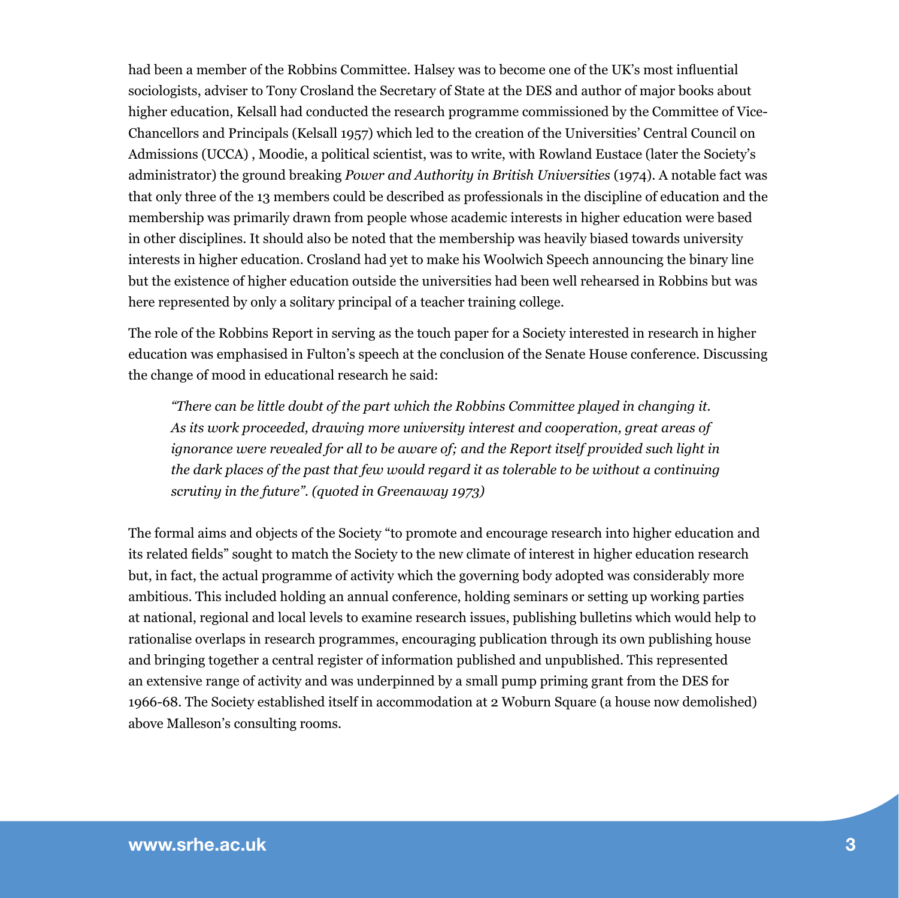had been a member of the Robbins Committee. Halsey was to become one of the UK's most influential sociologists, adviser to Tony Crosland the Secretary of State at the DES and author of major books about higher education, Kelsall had conducted the research programme commissioned by the Committee of Vice-Chancellors and Principals (Kelsall 1957) which led to the creation of the Universities' Central Council on Admissions (UCCA) , Moodie, a political scientist, was to write, with Rowland Eustace (later the Society's administrator) the ground breaking *Power and Authority in British Universities* (1974). A notable fact was that only three of the 13 members could be described as professionals in the discipline of education and the membership was primarily drawn from people whose academic interests in higher education were based in other disciplines. It should also be noted that the membership was heavily biased towards university interests in higher education. Crosland had yet to make his Woolwich Speech announcing the binary line but the existence of higher education outside the universities had been well rehearsed in Robbins but was here represented by only a solitary principal of a teacher training college.

The role of the Robbins Report in serving as the touch paper for a Society interested in research in higher education was emphasised in Fulton's speech at the conclusion of the Senate House conference. Discussing the change of mood in educational research he said:

> *"There can be little doubt of the part which the Robbins Committee played in changing it. As its work proceeded, drawing more university interest and cooperation, great areas of ignorance were revealed for all to be aware of; and the Report itself provided such light in the dark places of the past that few would regard it as tolerable to be without a continuing scrutiny in the future". (quoted in Greenaway 1973)*

The formal aims and objects of the Society "to promote and encourage research into higher education and its related fields" sought to match the Society to the new climate of interest in higher education research but, in fact, the actual programme of activity which the governing body adopted was considerably more ambitious. This included holding an annual conference, holding seminars or setting up working parties at national, regional and local levels to examine research issues, publishing bulletins which would help to rationalise overlaps in research programmes, encouraging publication through its own publishing house and bringing together a central register of information published and unpublished. This represented an extensive range of activity and was underpinned by a small pump priming grant from the DES for 1966-68. The Society established itself in accommodation at 2 Woburn Square (a house now demolished) above Malleson's consulting rooms.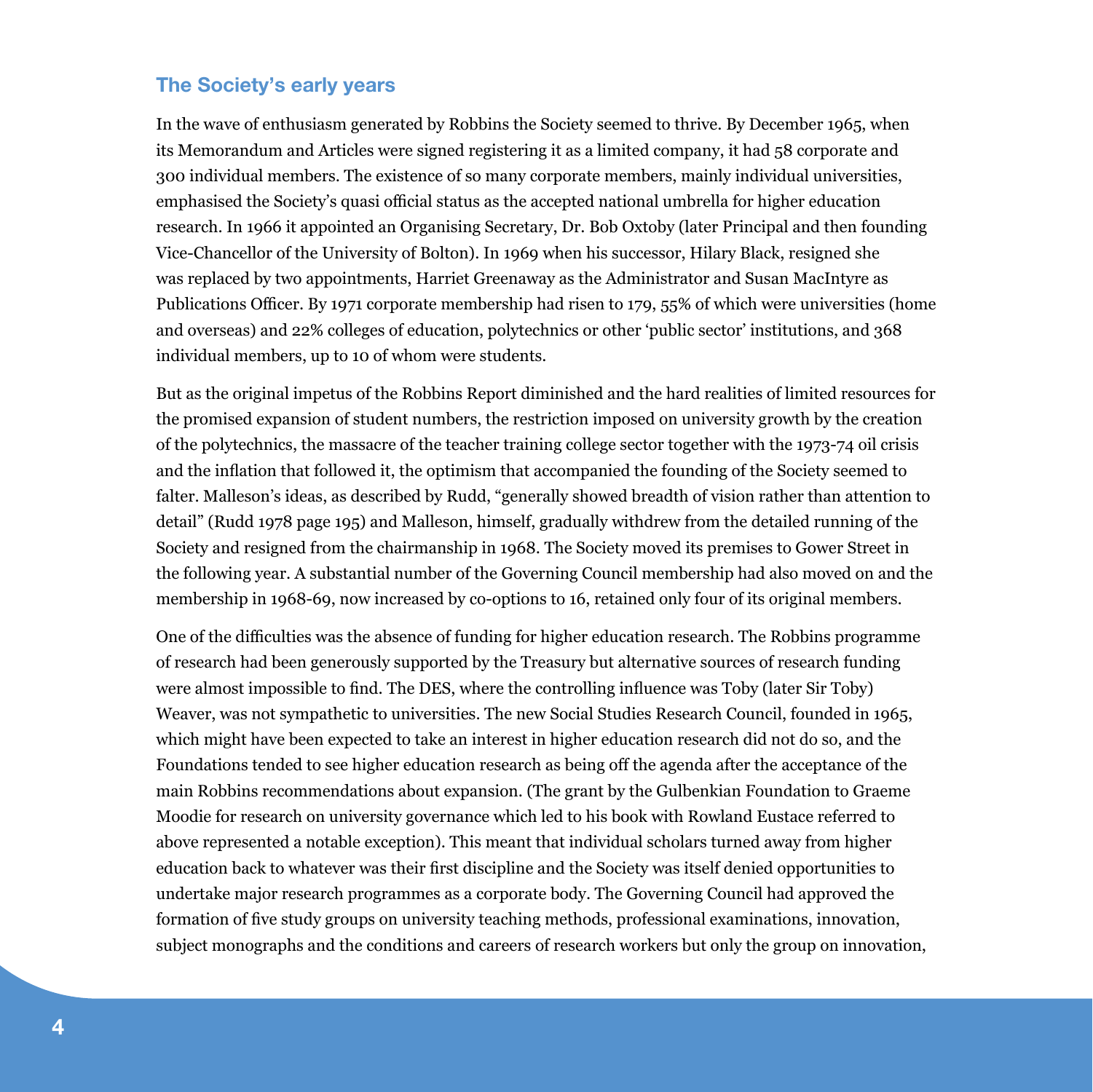## The Society's early years

In the wave of enthusiasm generated by Robbins the Society seemed to thrive. By December 1965, when its Memorandum and Articles were signed registering it as a limited company, it had 58 corporate and 300 individual members. The existence of so many corporate members, mainly individual universities, emphasised the Society's quasi official status as the accepted national umbrella for higher education research. In 1966 it appointed an Organising Secretary, Dr. Bob Oxtoby (later Principal and then founding Vice-Chancellor of the University of Bolton). In 1969 when his successor, Hilary Black, resigned she was replaced by two appointments, Harriet Greenaway as the Administrator and Susan MacIntyre as Publications Officer. By 1971 corporate membership had risen to 179, 55% of which were universities (home and overseas) and 22% colleges of education, polytechnics or other 'public sector' institutions, and 368 individual members, up to 10 of whom were students.

But as the original impetus of the Robbins Report diminished and the hard realities of limited resources for the promised expansion of student numbers, the restriction imposed on university growth by the creation of the polytechnics, the massacre of the teacher training college sector together with the 1973-74 oil crisis and the inflation that followed it, the optimism that accompanied the founding of the Society seemed to falter. Malleson's ideas, as described by Rudd, "generally showed breadth of vision rather than attention to detail" (Rudd 1978 page 195) and Malleson, himself, gradually withdrew from the detailed running of the Society and resigned from the chairmanship in 1968. The Society moved its premises to Gower Street in the following year. A substantial number of the Governing Council membership had also moved on and the membership in 1968-69, now increased by co-options to 16, retained only four of its original members.

One of the difficulties was the absence of funding for higher education research. The Robbins programme of research had been generously supported by the Treasury but alternative sources of research funding were almost impossible to find. The DES, where the controlling influence was Toby (later Sir Toby) Weaver, was not sympathetic to universities. The new Social Studies Research Council, founded in 1965, which might have been expected to take an interest in higher education research did not do so, and the Foundations tended to see higher education research as being off the agenda after the acceptance of the main Robbins recommendations about expansion. (The grant by the Gulbenkian Foundation to Graeme Moodie for research on university governance which led to his book with Rowland Eustace referred to above represented a notable exception). This meant that individual scholars turned away from higher education back to whatever was their first discipline and the Society was itself denied opportunities to undertake major research programmes as a corporate body. The Governing Council had approved the formation of five study groups on university teaching methods, professional examinations, innovation, subject monographs and the conditions and careers of research workers but only the group on innovation,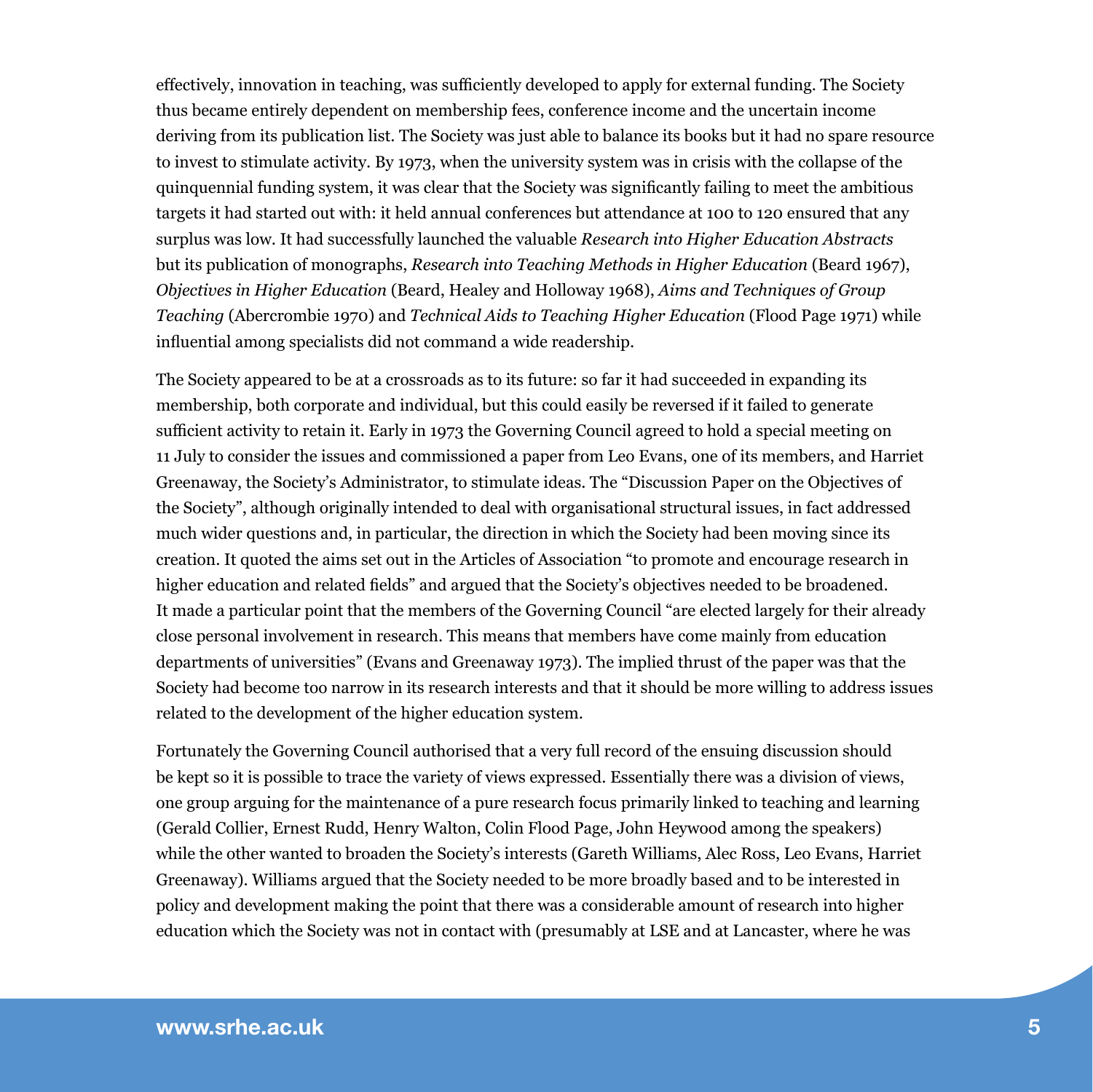effectively, innovation in teaching, was sufficiently developed to apply for external funding. The Society thus became entirely dependent on membership fees, conference income and the uncertain income deriving from its publication list. The Society was just able to balance its books but it had no spare resource to invest to stimulate activity. By 1973, when the university system was in crisis with the collapse of the quinquennial funding system, it was clear that the Society was significantly failing to meet the ambitious targets it had started out with: it held annual conferences but attendance at 100 to 120 ensured that any surplus was low. It had successfully launched the valuable *Research into Higher Education Abstracts* but its publication of monographs, *Research into Teaching Methods in Higher Education* (Beard 1967), *Objectives in Higher Education* (Beard, Healey and Holloway 1968), *Aims and Techniques of Group Teaching* (Abercrombie 1970) and *Technical Aids to Teaching Higher Education* (Flood Page 1971) while influential among specialists did not command a wide readership.

The Society appeared to be at a crossroads as to its future: so far it had succeeded in expanding its membership, both corporate and individual, but this could easily be reversed if it failed to generate sufficient activity to retain it. Early in 1973 the Governing Council agreed to hold a special meeting on 11 July to consider the issues and commissioned a paper from Leo Evans, one of its members, and Harriet Greenaway, the Society's Administrator, to stimulate ideas. The "Discussion Paper on the Objectives of the Society", although originally intended to deal with organisational structural issues, in fact addressed much wider questions and, in particular, the direction in which the Society had been moving since its creation. It quoted the aims set out in the Articles of Association "to promote and encourage research in higher education and related fields" and argued that the Society's objectives needed to be broadened. It made a particular point that the members of the Governing Council "are elected largely for their already close personal involvement in research. This means that members have come mainly from education departments of universities" (Evans and Greenaway 1973). The implied thrust of the paper was that the Society had become too narrow in its research interests and that it should be more willing to address issues related to the development of the higher education system.

Fortunately the Governing Council authorised that a very full record of the ensuing discussion should be kept so it is possible to trace the variety of views expressed. Essentially there was a division of views, one group arguing for the maintenance of a pure research focus primarily linked to teaching and learning (Gerald Collier, Ernest Rudd, Henry Walton, Colin Flood Page, John Heywood among the speakers) while the other wanted to broaden the Society's interests (Gareth Williams, Alec Ross, Leo Evans, Harriet Greenaway). Williams argued that the Society needed to be more broadly based and to be interested in policy and development making the point that there was a considerable amount of research into higher education which the Society was not in contact with (presumably at LSE and at Lancaster, where he was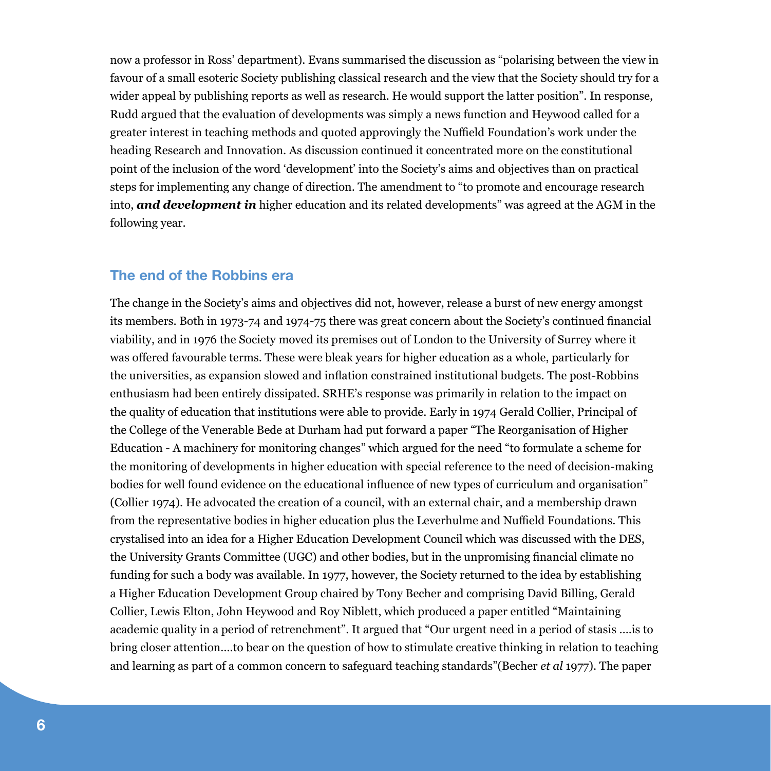now a professor in Ross' department). Evans summarised the discussion as "polarising between the view in favour of a small esoteric Society publishing classical research and the view that the Society should try for a wider appeal by publishing reports as well as research. He would support the latter position". In response, Rudd argued that the evaluation of developments was simply a news function and Heywood called for a greater interest in teaching methods and quoted approvingly the Nuffield Foundation's work under the heading Research and Innovation. As discussion continued it concentrated more on the constitutional point of the inclusion of the word 'development' into the Society's aims and objectives than on practical steps for implementing any change of direction. The amendment to "to promote and encourage research into, ***and development in*** higher education and its related developments" was agreed at the AGM in the following year.

## The end of the Robbins era

The change in the Society's aims and objectives did not, however, release a burst of new energy amongst its members. Both in 1973-74 and 1974-75 there was great concern about the Society's continued financial viability, and in 1976 the Society moved its premises out of London to the University of Surrey where it was offered favourable terms. These were bleak years for higher education as a whole, particularly for the universities, as expansion slowed and inflation constrained institutional budgets. The post-Robbins enthusiasm had been entirely dissipated. SRHE's response was primarily in relation to the impact on the quality of education that institutions were able to provide. Early in 1974 Gerald Collier, Principal of the College of the Venerable Bede at Durham had put forward a paper "The Reorganisation of Higher Education - A machinery for monitoring changes" which argued for the need "to formulate a scheme for the monitoring of developments in higher education with special reference to the need of decision-making bodies for well found evidence on the educational influence of new types of curriculum and organisation" (Collier 1974). He advocated the creation of a council, with an external chair, and a membership drawn from the representative bodies in higher education plus the Leverhulme and Nuffield Foundations. This crystalised into an idea for a Higher Education Development Council which was discussed with the DES, the University Grants Committee (UGC) and other bodies, but in the unpromising financial climate no funding for such a body was available. In 1977, however, the Society returned to the idea by establishing a Higher Education Development Group chaired by Tony Becher and comprising David Billing, Gerald Collier, Lewis Elton, John Heywood and Roy Niblett, which produced a paper entitled "Maintaining academic quality in a period of retrenchment". It argued that "Our urgent need in a period of stasis ....is to bring closer attention....to bear on the question of how to stimulate creative thinking in relation to teaching and learning as part of a common concern to safeguard teaching standards"(Becher *et al* 1977). The paper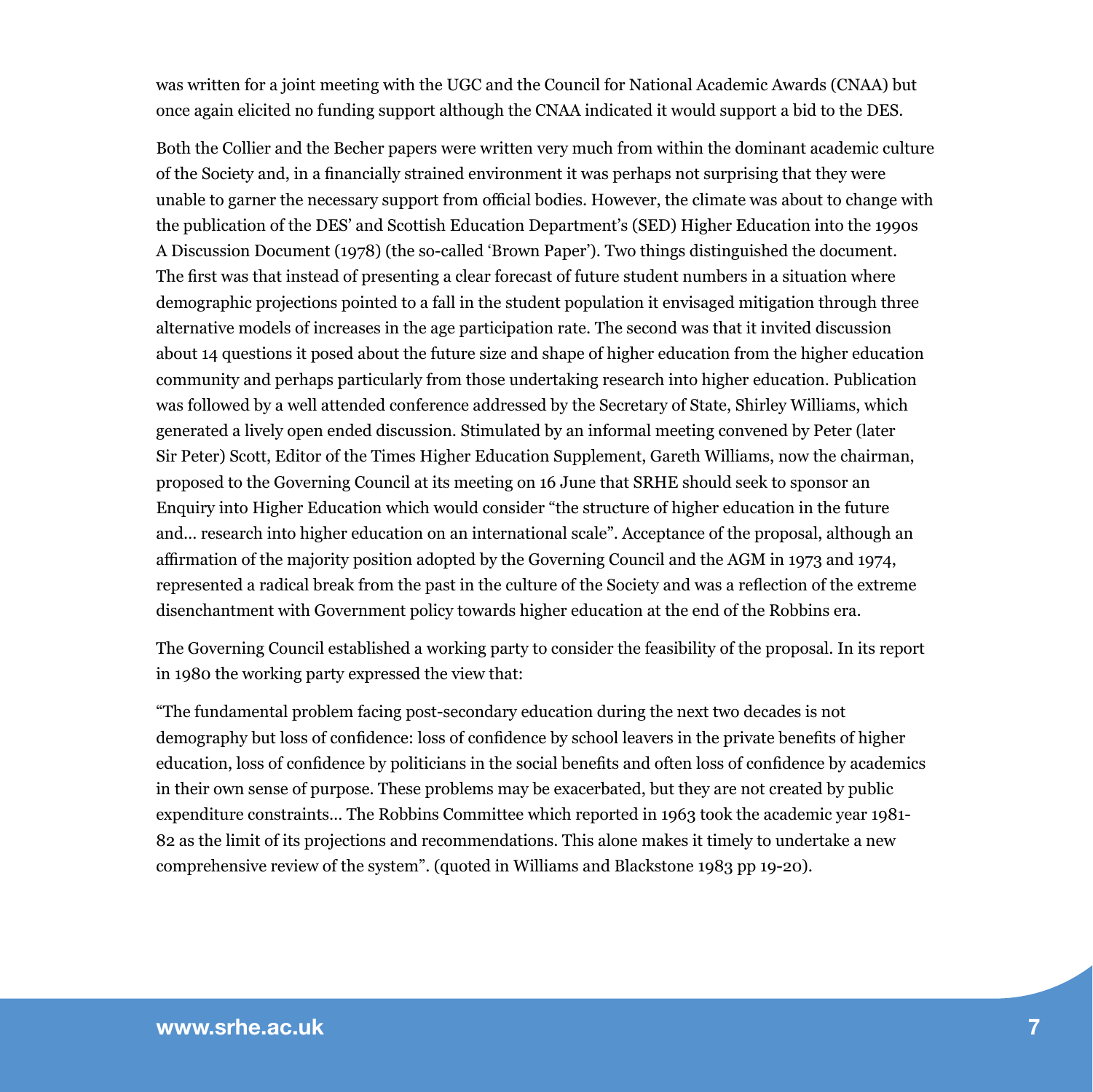was written for a joint meeting with the UGC and the Council for National Academic Awards (CNAA) but once again elicited no funding support although the CNAA indicated it would support a bid to the DES.

Both the Collier and the Becher papers were written very much from within the dominant academic culture of the Society and, in a financially strained environment it was perhaps not surprising that they were unable to garner the necessary support from official bodies. However, the climate was about to change with the publication of the DES' and Scottish Education Department's (SED) Higher Education into the 1990s A Discussion Document (1978) (the so-called 'Brown Paper'). Two things distinguished the document. The first was that instead of presenting a clear forecast of future student numbers in a situation where demographic projections pointed to a fall in the student population it envisaged mitigation through three alternative models of increases in the age participation rate. The second was that it invited discussion about 14 questions it posed about the future size and shape of higher education from the higher education community and perhaps particularly from those undertaking research into higher education. Publication was followed by a well attended conference addressed by the Secretary of State, Shirley Williams, which generated a lively open ended discussion. Stimulated by an informal meeting convened by Peter (later Sir Peter) Scott, Editor of the Times Higher Education Supplement, Gareth Williams, now the chairman, proposed to the Governing Council at its meeting on 16 June that SRHE should seek to sponsor an Enquiry into Higher Education which would consider "the structure of higher education in the future and… research into higher education on an international scale". Acceptance of the proposal, although an affirmation of the majority position adopted by the Governing Council and the AGM in 1973 and 1974, represented a radical break from the past in the culture of the Society and was a reflection of the extreme disenchantment with Government policy towards higher education at the end of the Robbins era.

The Governing Council established a working party to consider the feasibility of the proposal. In its report in 1980 the working party expressed the view that:

"The fundamental problem facing post-secondary education during the next two decades is not demography but loss of confidence: loss of confidence by school leavers in the private benefits of higher education, loss of confidence by politicians in the social benefits and often loss of confidence by academics in their own sense of purpose. These problems may be exacerbated, but they are not created by public expenditure constraints… The Robbins Committee which reported in 1963 took the academic year 1981-82 as the limit of its projections and recommendations. This alone makes it timely to undertake a new comprehensive review of the system". (quoted in Williams and Blackstone 1983 pp 19-20).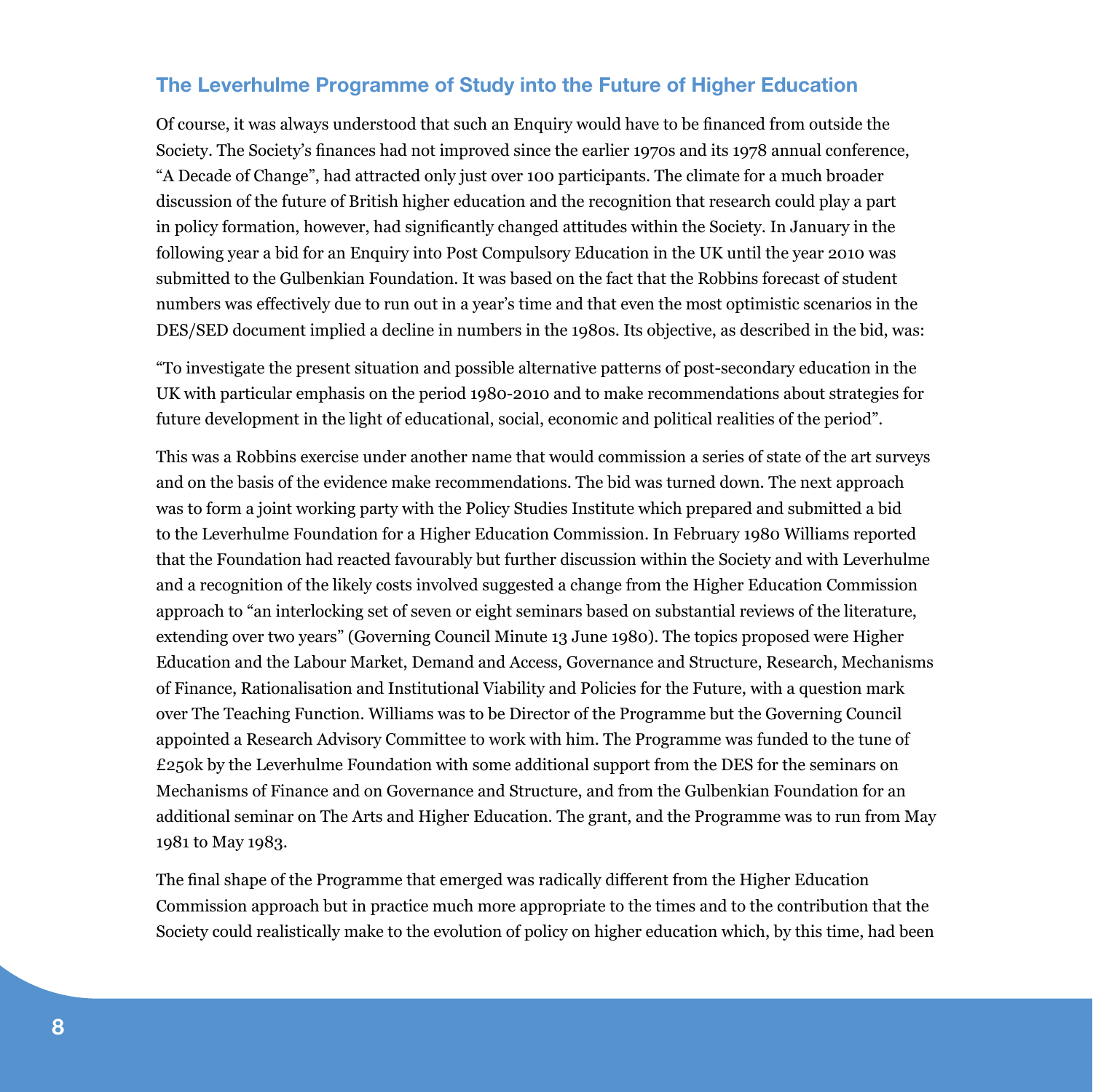## The Leverhulme Programme of Study into the Future of Higher Education

Of course, it was always understood that such an Enquiry would have to be financed from outside the Society. The Society's finances had not improved since the earlier 1970s and its 1978 annual conference, "A Decade of Change", had attracted only just over 100 participants. The climate for a much broader discussion of the future of British higher education and the recognition that research could play a part in policy formation, however, had significantly changed attitudes within the Society. In January in the following year a bid for an Enquiry into Post Compulsory Education in the UK until the year 2010 was submitted to the Gulbenkian Foundation. It was based on the fact that the Robbins forecast of student numbers was effectively due to run out in a year's time and that even the most optimistic scenarios in the DES/SED document implied a decline in numbers in the 1980s. Its objective, as described in the bid, was:

"To investigate the present situation and possible alternative patterns of post-secondary education in the UK with particular emphasis on the period 1980-2010 and to make recommendations about strategies for future development in the light of educational, social, economic and political realities of the period".

This was a Robbins exercise under another name that would commission a series of state of the art surveys and on the basis of the evidence make recommendations. The bid was turned down. The next approach was to form a joint working party with the Policy Studies Institute which prepared and submitted a bid to the Leverhulme Foundation for a Higher Education Commission. In February 1980 Williams reported that the Foundation had reacted favourably but further discussion within the Society and with Leverhulme and a recognition of the likely costs involved suggested a change from the Higher Education Commission approach to "an interlocking set of seven or eight seminars based on substantial reviews of the literature, extending over two years" (Governing Council Minute 13 June 1980). The topics proposed were Higher Education and the Labour Market, Demand and Access, Governance and Structure, Research, Mechanisms of Finance, Rationalisation and Institutional Viability and Policies for the Future, with a question mark over The Teaching Function. Williams was to be Director of the Programme but the Governing Council appointed a Research Advisory Committee to work with him. The Programme was funded to the tune of £250k by the Leverhulme Foundation with some additional support from the DES for the seminars on Mechanisms of Finance and on Governance and Structure, and from the Gulbenkian Foundation for an additional seminar on The Arts and Higher Education. The grant, and the Programme was to run from May 1981 to May 1983.

The final shape of the Programme that emerged was radically different from the Higher Education Commission approach but in practice much more appropriate to the times and to the contribution that the Society could realistically make to the evolution of policy on higher education which, by this time, had been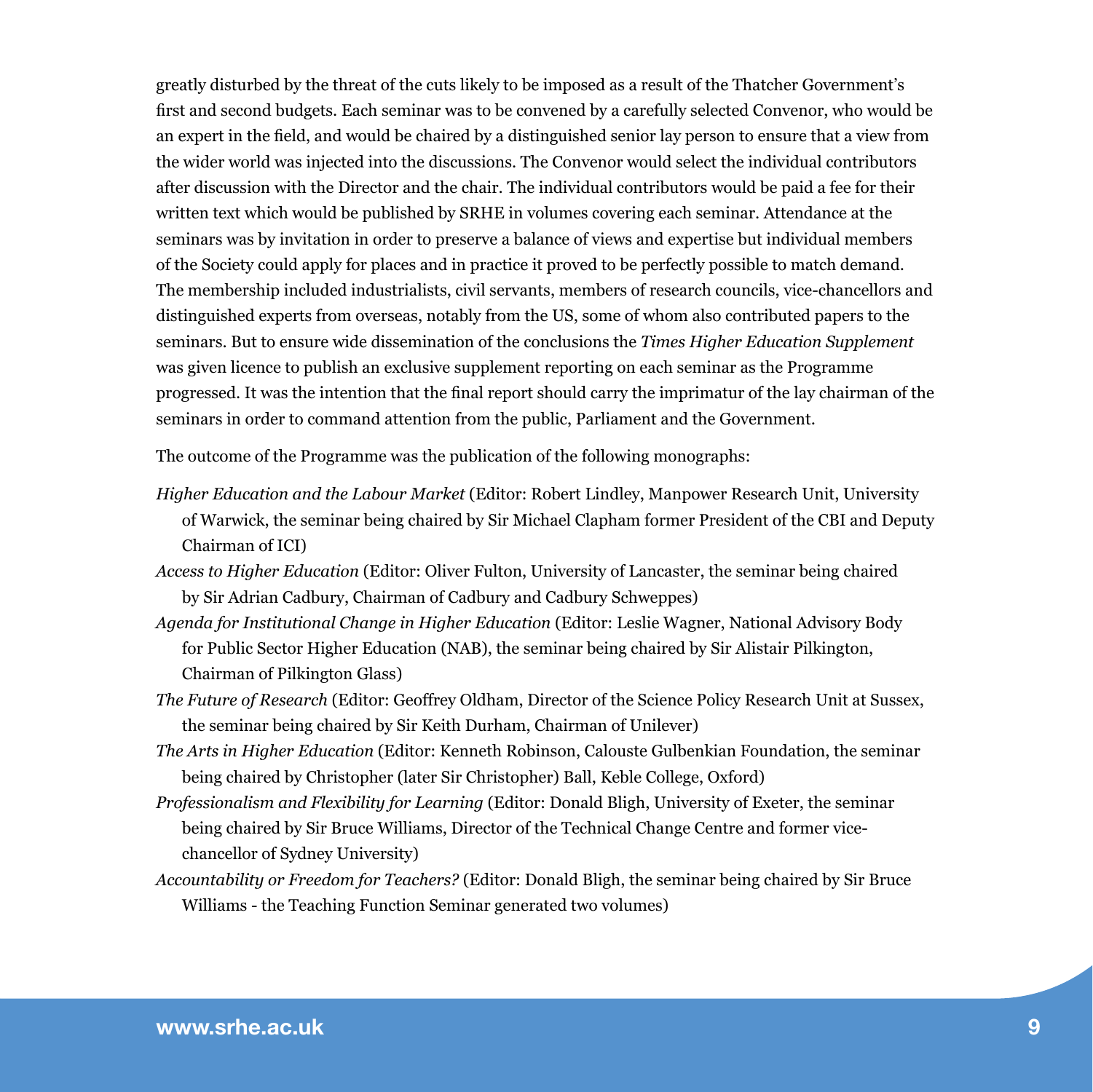greatly disturbed by the threat of the cuts likely to be imposed as a result of the Thatcher Government's first and second budgets. Each seminar was to be convened by a carefully selected Convenor, who would be an expert in the field, and would be chaired by a distinguished senior lay person to ensure that a view from the wider world was injected into the discussions. The Convenor would select the individual contributors after discussion with the Director and the chair. The individual contributors would be paid a fee for their written text which would be published by SRHE in volumes covering each seminar. Attendance at the seminars was by invitation in order to preserve a balance of views and expertise but individual members of the Society could apply for places and in practice it proved to be perfectly possible to match demand. The membership included industrialists, civil servants, members of research councils, vice-chancellors and distinguished experts from overseas, notably from the US, some of whom also contributed papers to the seminars. But to ensure wide dissemination of the conclusions the *Times Higher Education Supplement* was given licence to publish an exclusive supplement reporting on each seminar as the Programme progressed. It was the intention that the final report should carry the imprimatur of the lay chairman of the seminars in order to command attention from the public, Parliament and the Government.

The outcome of the Programme was the publication of the following monographs:

*Higher Education and the Labour Market* (Editor: Robert Lindley, Manpower Research Unit, University of Warwick, the seminar being chaired by Sir Michael Clapham former President of the CBI and Deputy Chairman of ICI)

*Access to Higher Education* (Editor: Oliver Fulton, University of Lancaster, the seminar being chaired by Sir Adrian Cadbury, Chairman of Cadbury and Cadbury Schweppes)

*Agenda for Institutional Change in Higher Education* (Editor: Leslie Wagner, National Advisory Body for Public Sector Higher Education (NAB), the seminar being chaired by Sir Alistair Pilkington, Chairman of Pilkington Glass)

*The Future of Research* (Editor: Geoffrey Oldham, Director of the Science Policy Research Unit at Sussex, the seminar being chaired by Sir Keith Durham, Chairman of Unilever)

*The Arts in Higher Education* (Editor: Kenneth Robinson, Calouste Gulbenkian Foundation, the seminar being chaired by Christopher (later Sir Christopher) Ball, Keble College, Oxford)

*Professionalism and Flexibility for Learning* (Editor: Donald Bligh, University of Exeter, the seminar being chaired by Sir Bruce Williams, Director of the Technical Change Centre and former vice-chancellor of Sydney University)

*Accountability or Freedom for Teachers?* (Editor: Donald Bligh, the seminar being chaired by Sir Bruce Williams - the Teaching Function Seminar generated two volumes)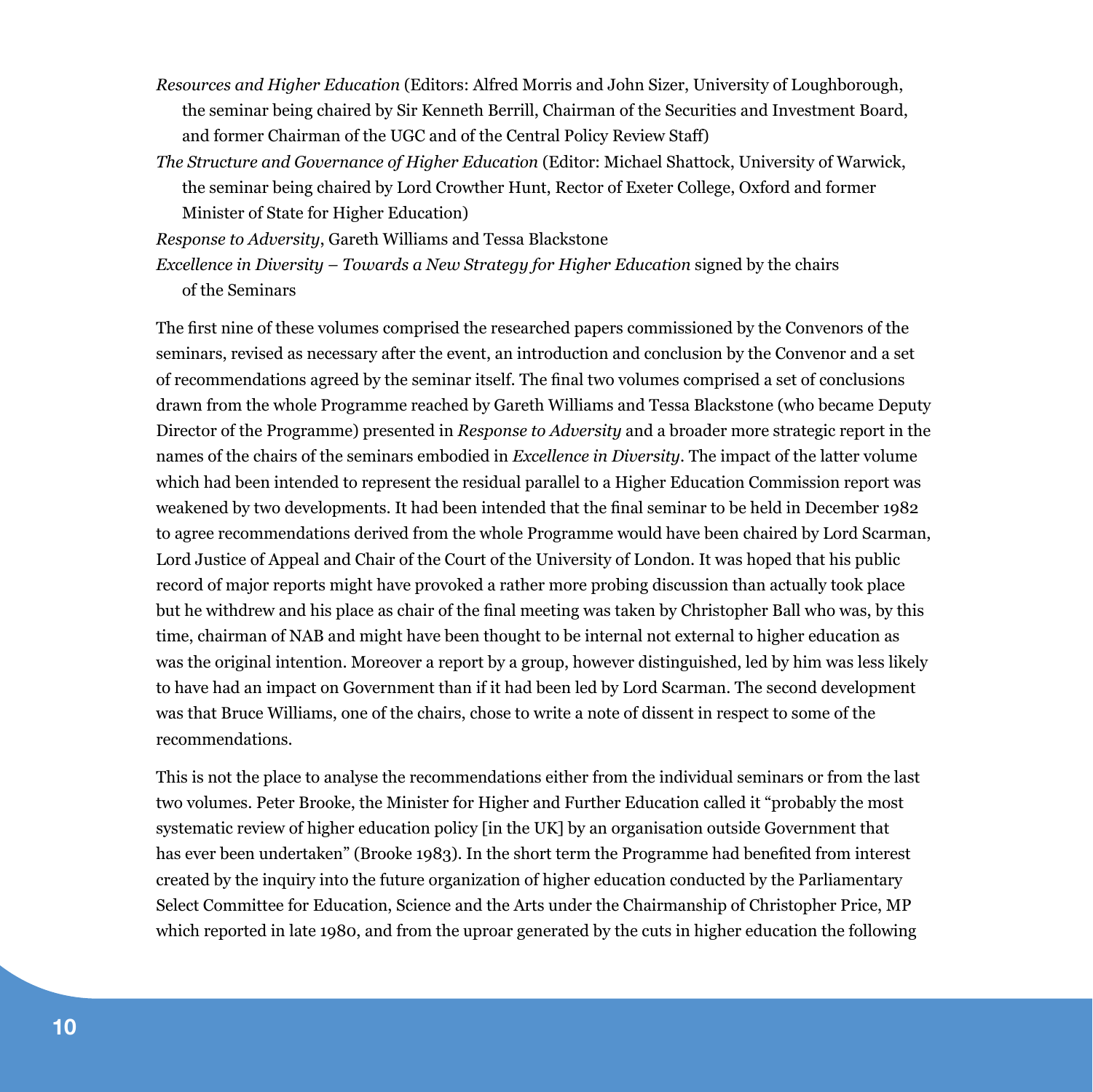*Resources and Higher Education* (Editors: Alfred Morris and John Sizer, University of Loughborough, the seminar being chaired by Sir Kenneth Berrill, Chairman of the Securities and Investment Board, and former Chairman of the UGC and of the Central Policy Review Staff)

*The Structure and Governance of Higher Education* (Editor: Michael Shattock, University of Warwick, the seminar being chaired by Lord Crowther Hunt, Rector of Exeter College, Oxford and former Minister of State for Higher Education)

*Response to Adversity*, Gareth Williams and Tessa Blackstone

*Excellence in Diversity – Towards a New Strategy for Higher Education* signed by the chairs of the Seminars

The first nine of these volumes comprised the researched papers commissioned by the Convenors of the seminars, revised as necessary after the event, an introduction and conclusion by the Convenor and a set of recommendations agreed by the seminar itself. The final two volumes comprised a set of conclusions drawn from the whole Programme reached by Gareth Williams and Tessa Blackstone (who became Deputy Director of the Programme) presented in *Response to Adversity* and a broader more strategic report in the names of the chairs of the seminars embodied in *Excellence in Diversity*. The impact of the latter volume which had been intended to represent the residual parallel to a Higher Education Commission report was weakened by two developments. It had been intended that the final seminar to be held in December 1982 to agree recommendations derived from the whole Programme would have been chaired by Lord Scarman, Lord Justice of Appeal and Chair of the Court of the University of London. It was hoped that his public record of major reports might have provoked a rather more probing discussion than actually took place but he withdrew and his place as chair of the final meeting was taken by Christopher Ball who was, by this time, chairman of NAB and might have been thought to be internal not external to higher education as was the original intention. Moreover a report by a group, however distinguished, led by him was less likely to have had an impact on Government than if it had been led by Lord Scarman. The second development was that Bruce Williams, one of the chairs, chose to write a note of dissent in respect to some of the recommendations.

This is not the place to analyse the recommendations either from the individual seminars or from the last two volumes. Peter Brooke, the Minister for Higher and Further Education called it "probably the most systematic review of higher education policy [in the UK] by an organisation outside Government that has ever been undertaken" (Brooke 1983). In the short term the Programme had benefited from interest created by the inquiry into the future organization of higher education conducted by the Parliamentary Select Committee for Education, Science and the Arts under the Chairmanship of Christopher Price, MP which reported in late 1980, and from the uproar generated by the cuts in higher education the following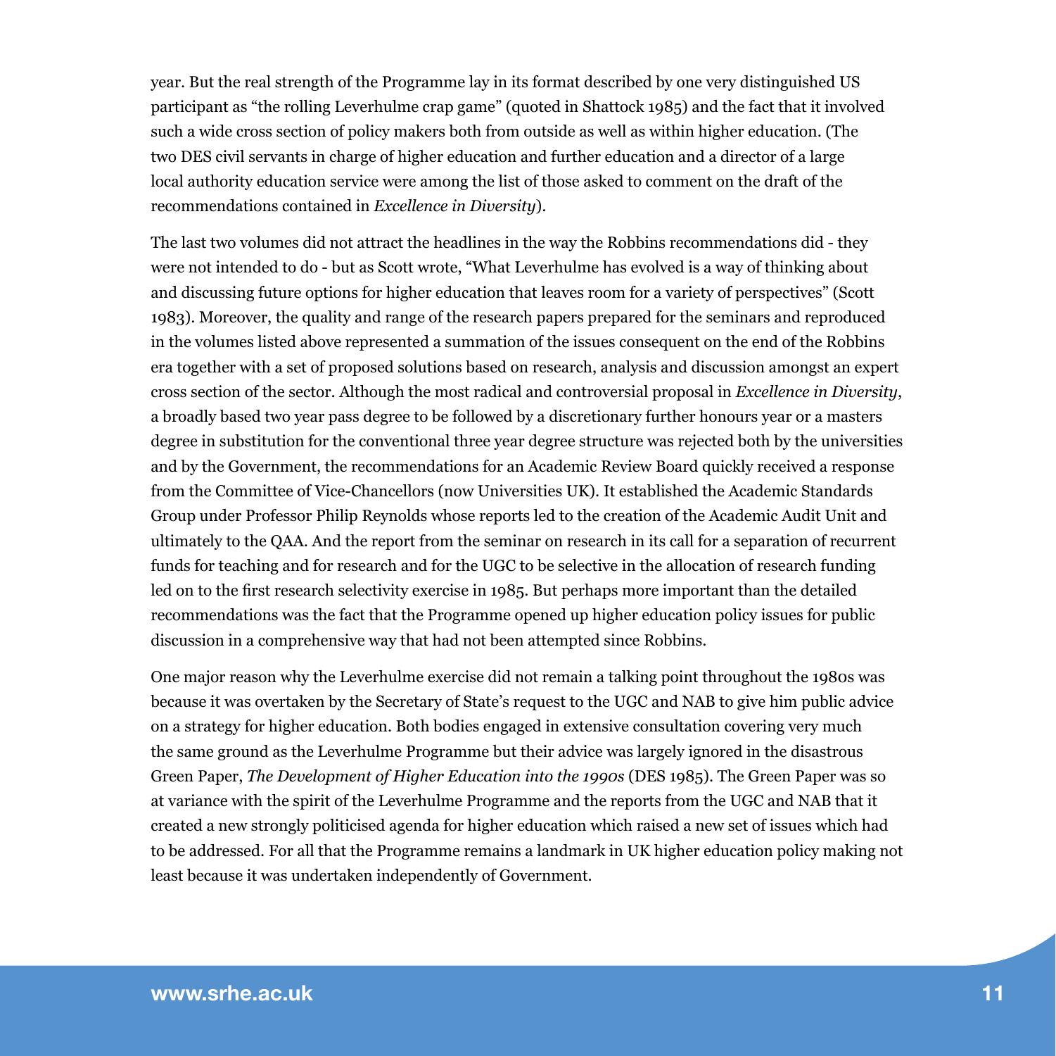year. But the real strength of the Programme lay in its format described by one very distinguished US participant as "the rolling Leverhulme crap game" (quoted in Shattock 1985) and the fact that it involved such a wide cross section of policy makers both from outside as well as within higher education. (The two DES civil servants in charge of higher education and further education and a director of a large local authority education service were among the list of those asked to comment on the draft of the recommendations contained in *Excellence in Diversity*).

The last two volumes did not attract the headlines in the way the Robbins recommendations did - they were not intended to do - but as Scott wrote, "What Leverhulme has evolved is a way of thinking about and discussing future options for higher education that leaves room for a variety of perspectives" (Scott 1983). Moreover, the quality and range of the research papers prepared for the seminars and reproduced in the volumes listed above represented a summation of the issues consequent on the end of the Robbins era together with a set of proposed solutions based on research, analysis and discussion amongst an expert cross section of the sector. Although the most radical and controversial proposal in *Excellence in Diversity*, a broadly based two year pass degree to be followed by a discretionary further honours year or a masters degree in substitution for the conventional three year degree structure was rejected both by the universities and by the Government, the recommendations for an Academic Review Board quickly received a response from the Committee of Vice-Chancellors (now Universities UK). It established the Academic Standards Group under Professor Philip Reynolds whose reports led to the creation of the Academic Audit Unit and ultimately to the QAA. And the report from the seminar on research in its call for a separation of recurrent funds for teaching and for research and for the UGC to be selective in the allocation of research funding led on to the first research selectivity exercise in 1985. But perhaps more important than the detailed recommendations was the fact that the Programme opened up higher education policy issues for public discussion in a comprehensive way that had not been attempted since Robbins.

One major reason why the Leverhulme exercise did not remain a talking point throughout the 1980s was because it was overtaken by the Secretary of State's request to the UGC and NAB to give him public advice on a strategy for higher education. Both bodies engaged in extensive consultation covering very much the same ground as the Leverhulme Programme but their advice was largely ignored in the disastrous Green Paper, *The Development of Higher Education into the 1990s* (DES 1985). The Green Paper was so at variance with the spirit of the Leverhulme Programme and the reports from the UGC and NAB that it created a new strongly politicised agenda for higher education which raised a new set of issues which had to be addressed. For all that the Programme remains a landmark in UK higher education policy making not least because it was undertaken independently of Government.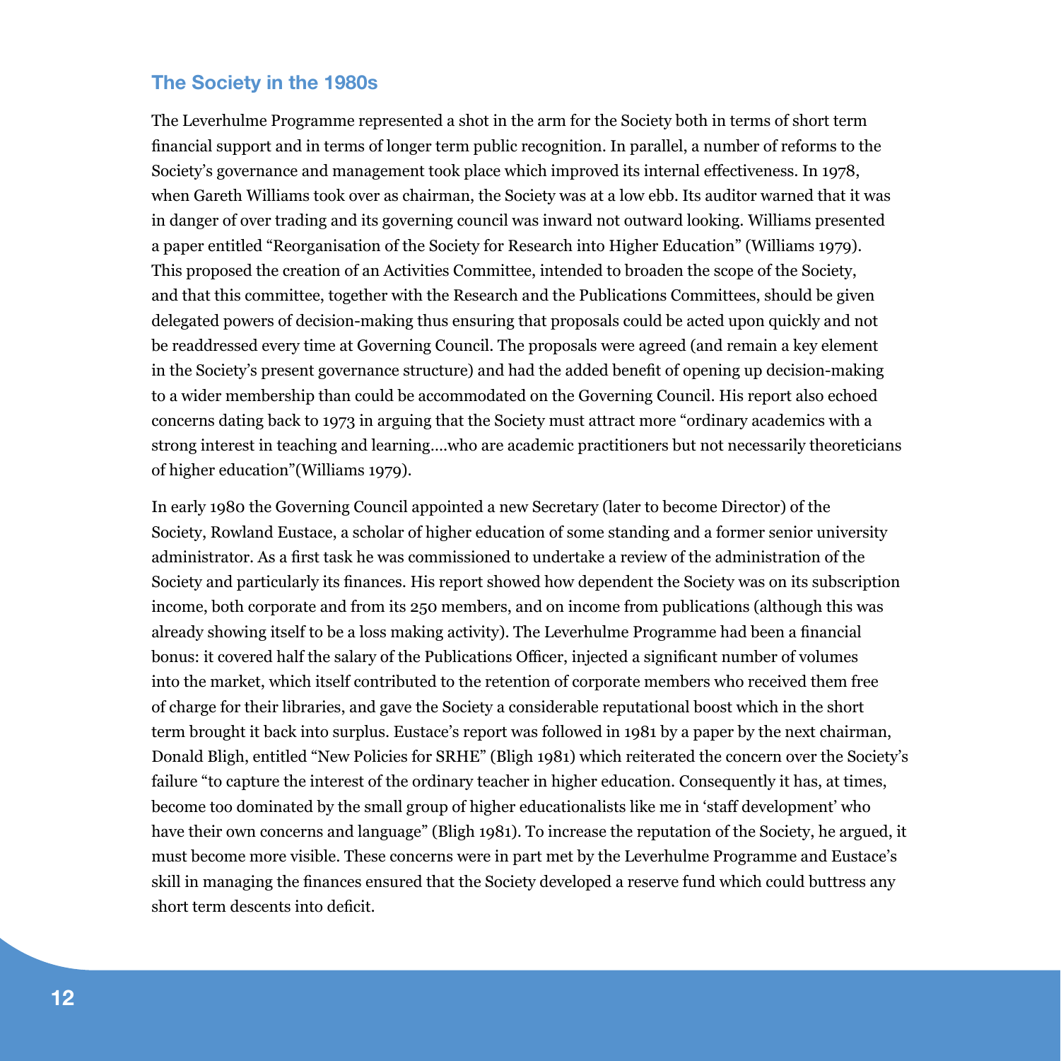## The Society in the 1980s

The Leverhulme Programme represented a shot in the arm for the Society both in terms of short term financial support and in terms of longer term public recognition. In parallel, a number of reforms to the Society's governance and management took place which improved its internal effectiveness. In 1978, when Gareth Williams took over as chairman, the Society was at a low ebb. Its auditor warned that it was in danger of over trading and its governing council was inward not outward looking. Williams presented a paper entitled "Reorganisation of the Society for Research into Higher Education" (Williams 1979). This proposed the creation of an Activities Committee, intended to broaden the scope of the Society, and that this committee, together with the Research and the Publications Committees, should be given delegated powers of decision-making thus ensuring that proposals could be acted upon quickly and not be readdressed every time at Governing Council. The proposals were agreed (and remain a key element in the Society's present governance structure) and had the added benefit of opening up decision-making to a wider membership than could be accommodated on the Governing Council. His report also echoed concerns dating back to 1973 in arguing that the Society must attract more "ordinary academics with a strong interest in teaching and learning….who are academic practitioners but not necessarily theoreticians of higher education"(Williams 1979).

In early 1980 the Governing Council appointed a new Secretary (later to become Director) of the Society, Rowland Eustace, a scholar of higher education of some standing and a former senior university administrator. As a first task he was commissioned to undertake a review of the administration of the Society and particularly its finances. His report showed how dependent the Society was on its subscription income, both corporate and from its 250 members, and on income from publications (although this was already showing itself to be a loss making activity). The Leverhulme Programme had been a financial bonus: it covered half the salary of the Publications Officer, injected a significant number of volumes into the market, which itself contributed to the retention of corporate members who received them free of charge for their libraries, and gave the Society a considerable reputational boost which in the short term brought it back into surplus. Eustace's report was followed in 1981 by a paper by the next chairman, Donald Bligh, entitled "New Policies for SRHE" (Bligh 1981) which reiterated the concern over the Society's failure "to capture the interest of the ordinary teacher in higher education. Consequently it has, at times, become too dominated by the small group of higher educationalists like me in 'staff development' who have their own concerns and language" (Bligh 1981). To increase the reputation of the Society, he argued, it must become more visible. These concerns were in part met by the Leverhulme Programme and Eustace's skill in managing the finances ensured that the Society developed a reserve fund which could buttress any short term descents into deficit.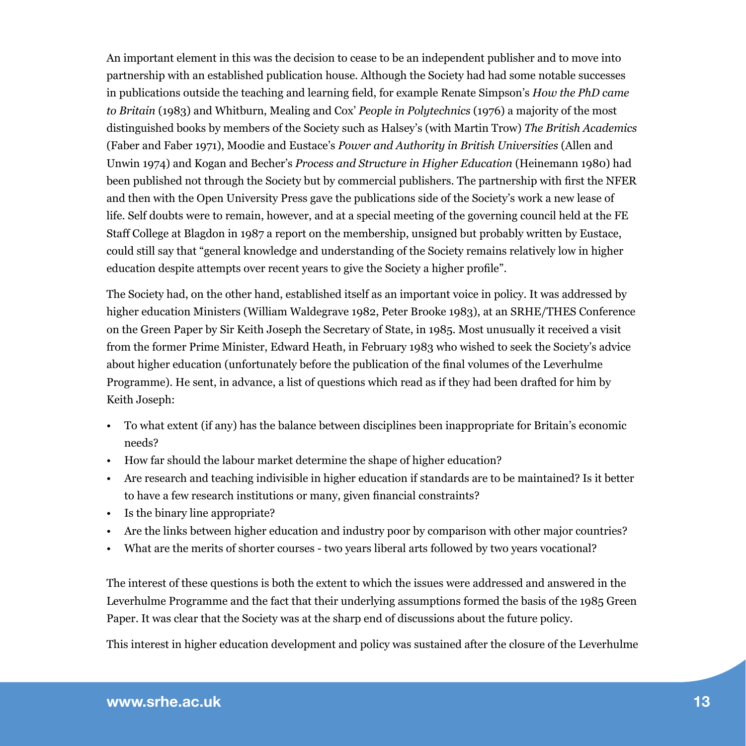An important element in this was the decision to cease to be an independent publisher and to move into partnership with an established publication house. Although the Society had had some notable successes in publications outside the teaching and learning field, for example Renate Simpson's *How the PhD came to Britain* (1983) and Whitburn, Mealing and Cox' *People in Polytechnics* (1976) a majority of the most distinguished books by members of the Society such as Halsey's (with Martin Trow) *The British Academics* (Faber and Faber 1971), Moodie and Eustace's *Power and Authority in British Universities* (Allen and Unwin 1974) and Kogan and Becher's *Process and Structure in Higher Education* (Heinemann 1980) had been published not through the Society but by commercial publishers. The partnership with first the NFER and then with the Open University Press gave the publications side of the Society's work a new lease of life. Self doubts were to remain, however, and at a special meeting of the governing council held at the FE Staff College at Blagdon in 1987 a report on the membership, unsigned but probably written by Eustace, could still say that "general knowledge and understanding of the Society remains relatively low in higher education despite attempts over recent years to give the Society a higher profile".

The Society had, on the other hand, established itself as an important voice in policy. It was addressed by higher education Ministers (William Waldegrave 1982, Peter Brooke 1983), at an SRHE/THES Conference on the Green Paper by Sir Keith Joseph the Secretary of State, in 1985. Most unusually it received a visit from the former Prime Minister, Edward Heath, in February 1983 who wished to seek the Society's advice about higher education (unfortunately before the publication of the final volumes of the Leverhulme Programme). He sent, in advance, a list of questions which read as if they had been drafted for him by Keith Joseph:

- To what extent (if any) has the balance between disciplines been inappropriate for Britain's economic needs?
- How far should the labour market determine the shape of higher education?
- Are research and teaching indivisible in higher education if standards are to be maintained? Is it better to have a few research institutions or many, given financial constraints?
- Is the binary line appropriate?
- Are the links between higher education and industry poor by comparison with other major countries?
- What are the merits of shorter courses - two years liberal arts followed by two years vocational?

The interest of these questions is both the extent to which the issues were addressed and answered in the Leverhulme Programme and the fact that their underlying assumptions formed the basis of the 1985 Green Paper. It was clear that the Society was at the sharp end of discussions about the future policy.

This interest in higher education development and policy was sustained after the closure of the Leverhulme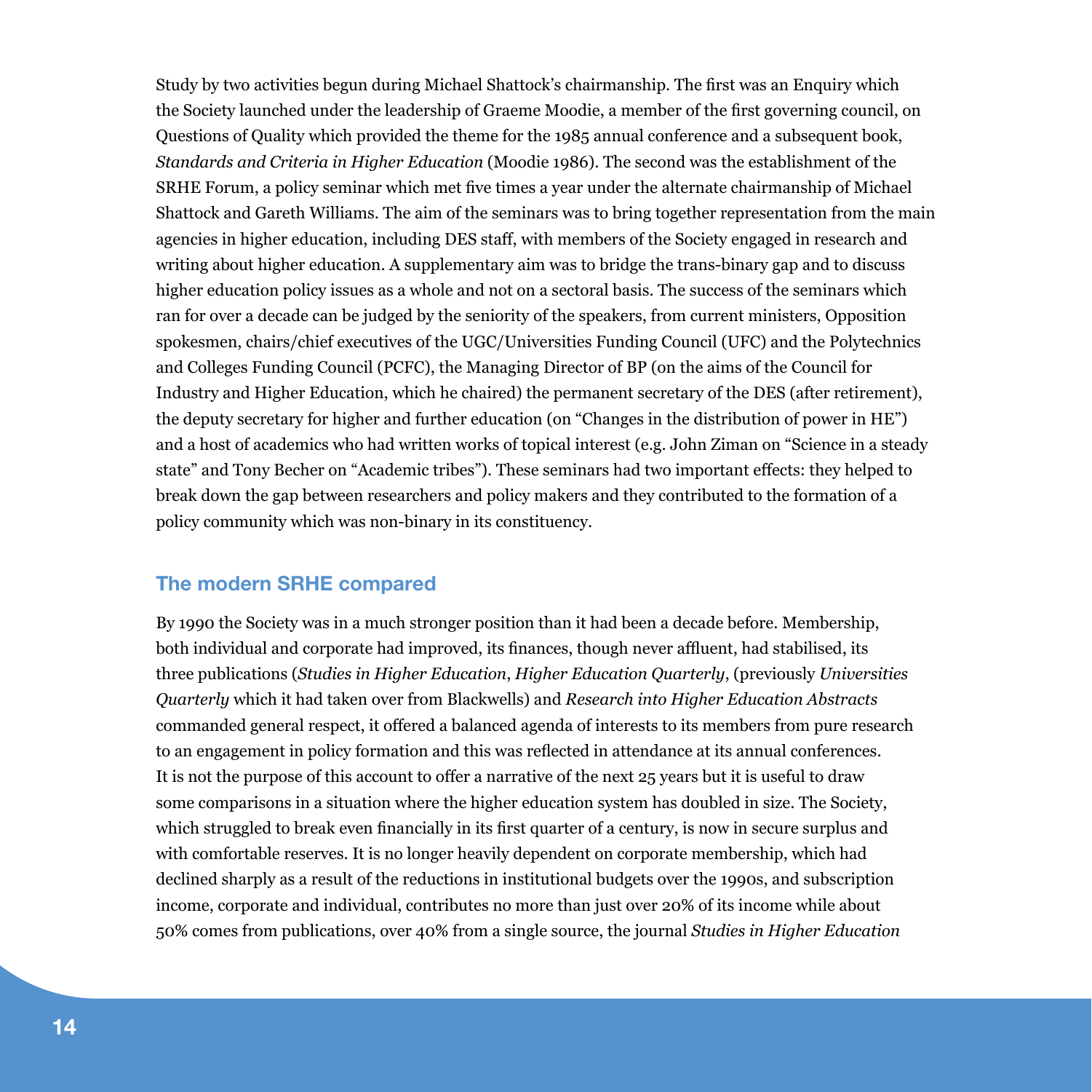Study by two activities begun during Michael Shattock's chairmanship. The first was an Enquiry which the Society launched under the leadership of Graeme Moodie, a member of the first governing council, on Questions of Quality which provided the theme for the 1985 annual conference and a subsequent book, *Standards and Criteria in Higher Education* (Moodie 1986). The second was the establishment of the SRHE Forum, a policy seminar which met five times a year under the alternate chairmanship of Michael Shattock and Gareth Williams. The aim of the seminars was to bring together representation from the main agencies in higher education, including DES staff, with members of the Society engaged in research and writing about higher education. A supplementary aim was to bridge the trans-binary gap and to discuss higher education policy issues as a whole and not on a sectoral basis. The success of the seminars which ran for over a decade can be judged by the seniority of the speakers, from current ministers, Opposition spokesmen, chairs/chief executives of the UGC/Universities Funding Council (UFC) and the Polytechnics and Colleges Funding Council (PCFC), the Managing Director of BP (on the aims of the Council for Industry and Higher Education, which he chaired) the permanent secretary of the DES (after retirement), the deputy secretary for higher and further education (on "Changes in the distribution of power in HE") and a host of academics who had written works of topical interest (e.g. John Ziman on "Science in a steady state" and Tony Becher on "Academic tribes"). These seminars had two important effects: they helped to break down the gap between researchers and policy makers and they contributed to the formation of a policy community which was non-binary in its constituency.

## The modern SRHE compared

By 1990 the Society was in a much stronger position than it had been a decade before. Membership, both individual and corporate had improved, its finances, though never affluent, had stabilised, its three publications (*Studies in Higher Education*, *Higher Education Quarterly*, (previously *Universities Quarterly* which it had taken over from Blackwells) and *Research into Higher Education Abstracts* commanded general respect, it offered a balanced agenda of interests to its members from pure research to an engagement in policy formation and this was reflected in attendance at its annual conferences. It is not the purpose of this account to offer a narrative of the next 25 years but it is useful to draw some comparisons in a situation where the higher education system has doubled in size. The Society, which struggled to break even financially in its first quarter of a century, is now in secure surplus and with comfortable reserves. It is no longer heavily dependent on corporate membership, which had declined sharply as a result of the reductions in institutional budgets over the 1990s, and subscription income, corporate and individual, contributes no more than just over 20% of its income while about 50% comes from publications, over 40% from a single source, the journal *Studies in Higher Education*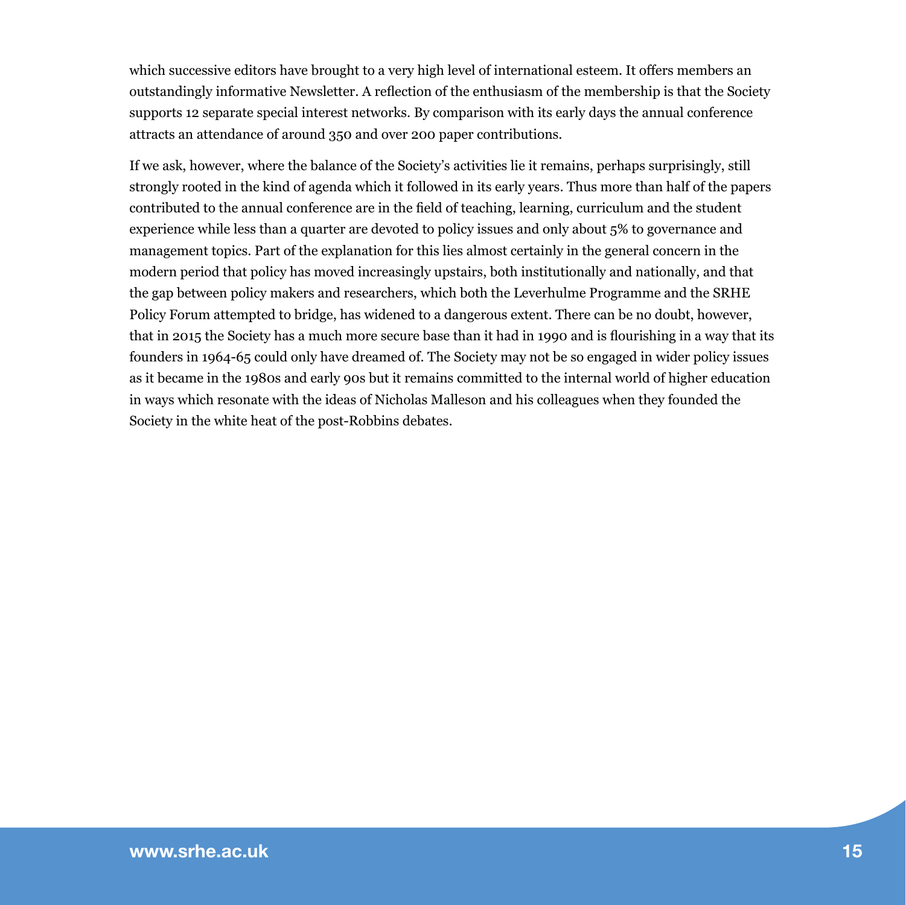which successive editors have brought to a very high level of international esteem. It offers members an outstandingly informative Newsletter. A reflection of the enthusiasm of the membership is that the Society supports 12 separate special interest networks. By comparison with its early days the annual conference attracts an attendance of around 350 and over 200 paper contributions.

If we ask, however, where the balance of the Society's activities lie it remains, perhaps surprisingly, still strongly rooted in the kind of agenda which it followed in its early years. Thus more than half of the papers contributed to the annual conference are in the field of teaching, learning, curriculum and the student experience while less than a quarter are devoted to policy issues and only about 5% to governance and management topics. Part of the explanation for this lies almost certainly in the general concern in the modern period that policy has moved increasingly upstairs, both institutionally and nationally, and that the gap between policy makers and researchers, which both the Leverhulme Programme and the SRHE Policy Forum attempted to bridge, has widened to a dangerous extent. There can be no doubt, however, that in 2015 the Society has a much more secure base than it had in 1990 and is flourishing in a way that its founders in 1964-65 could only have dreamed of. The Society may not be so engaged in wider policy issues as it became in the 1980s and early 90s but it remains committed to the internal world of higher education in ways which resonate with the ideas of Nicholas Malleson and his colleagues when they founded the Society in the white heat of the post-Robbins debates.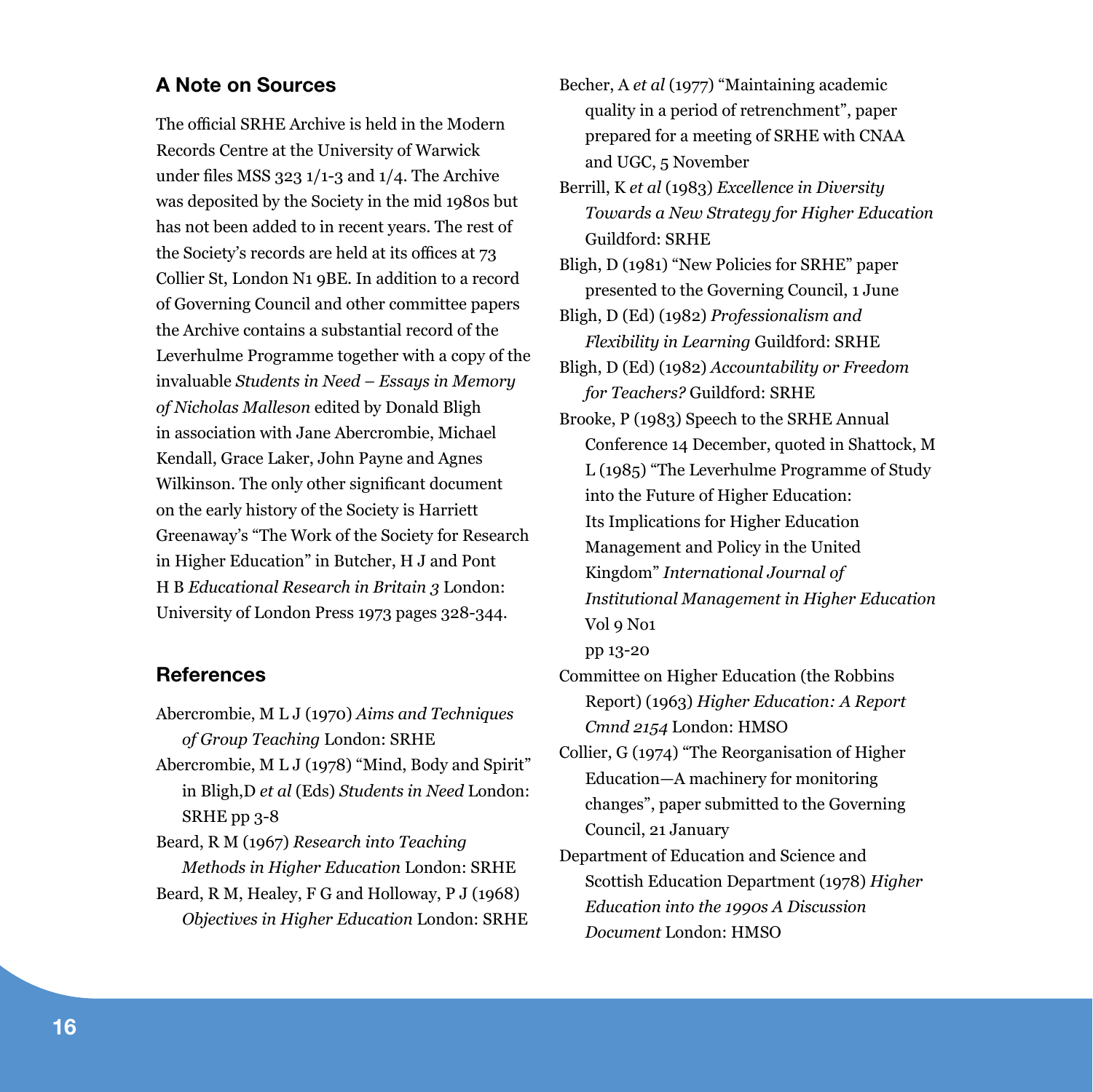## A Note on Sources

The official SRHE Archive is held in the Modern Records Centre at the University of Warwick under files MSS 323 1/1-3 and 1/4. The Archive was deposited by the Society in the mid 1980s but has not been added to in recent years. The rest of the Society's records are held at its offices at 73 Collier St, London N1 9BE. In addition to a record of Governing Council and other committee papers the Archive contains a substantial record of the Leverhulme Programme together with a copy of the invaluable *Students in Need – Essays in Memory of Nicholas Malleson* edited by Donald Bligh in association with Jane Abercrombie, Michael Kendall, Grace Laker, John Payne and Agnes Wilkinson. The only other significant document on the early history of the Society is Harriett Greenaway's "The Work of the Society for Research in Higher Education" in Butcher, H J and Pont H B *Educational Research in Britain 3* London: University of London Press 1973 pages 328-344.

## References

Abercrombie, M L J (1970) *Aims and Techniques of Group Teaching* London: SRHE

Abercrombie, M L J (1978) "Mind, Body and Spirit" in Bligh,D *et al* (Eds) *Students in Need* London: SRHE pp 3-8

Beard, R M (1967) *Research into Teaching Methods in Higher Education* London: SRHE

Beard, R M, Healey, F G and Holloway, P J (1968) *Objectives in Higher Education* London: SRHE

Becher, A *et al* (1977) "Maintaining academic quality in a period of retrenchment", paper prepared for a meeting of SRHE with CNAA and UGC, 5 November

Berrill, K *et al* (1983) *Excellence in Diversity Towards a New Strategy for Higher Education* Guildford: SRHE

Bligh, D (1981) "New Policies for SRHE" paper presented to the Governing Council, 1 June

Bligh, D (Ed) (1982) *Professionalism and Flexibility in Learning* Guildford: SRHE

Bligh, D (Ed) (1982) *Accountability or Freedom for Teachers?* Guildford: SRHE

Brooke, P (1983) Speech to the SRHE Annual Conference 14 December, quoted in Shattock, M L (1985) "The Leverhulme Programme of Study into the Future of Higher Education: Its Implications for Higher Education Management and Policy in the United Kingdom" *International Journal of Institutional Management in Higher Education* Vol 9 No1 pp 13-20

Committee on Higher Education (the Robbins Report) (1963) *Higher Education: A Report Cmnd 2154* London: HMSO

Collier, G (1974) "The Reorganisation of Higher Education—A machinery for monitoring changes", paper submitted to the Governing Council, 21 January

Department of Education and Science and Scottish Education Department (1978) *Higher Education into the 1990s A Discussion Document* London: HMSO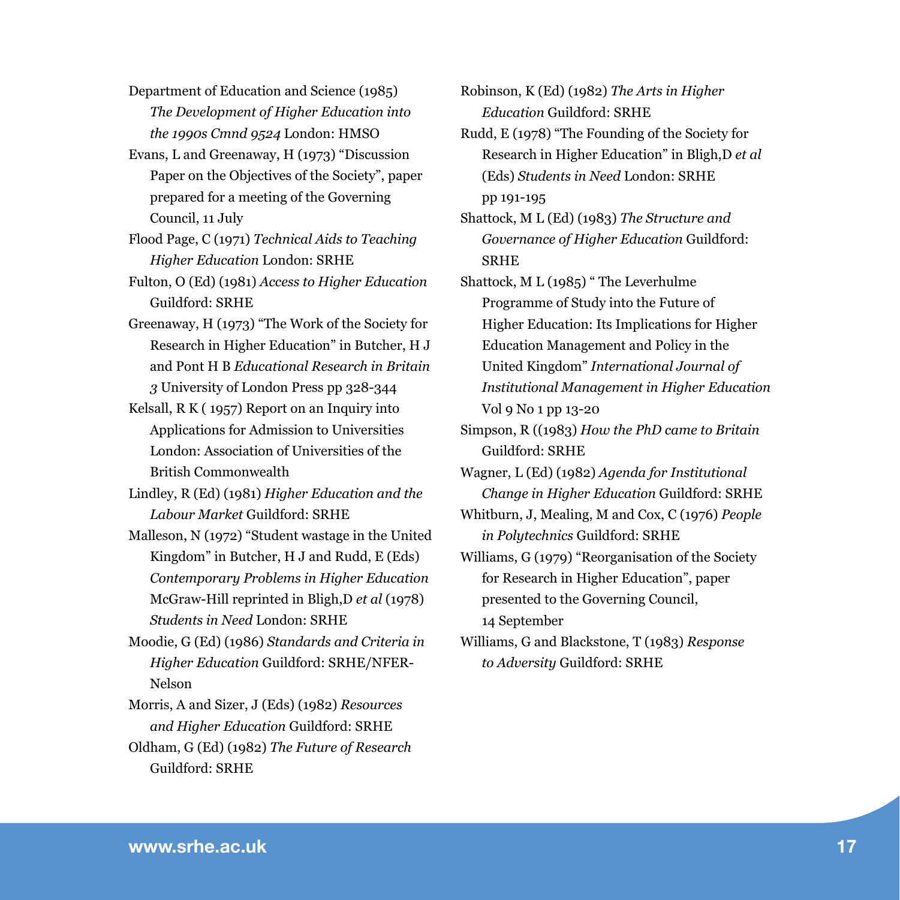Department of Education and Science (1985) *The Development of Higher Education into the 1990s Cmnd 9524* London: HMSO

Evans, L and Greenaway, H (1973) "Discussion Paper on the Objectives of the Society", paper prepared for a meeting of the Governing Council, 11 July

Flood Page, C (1971) *Technical Aids to Teaching Higher Education* London: SRHE

Fulton, O (Ed) (1981) *Access to Higher Education* Guildford: SRHE

Greenaway, H (1973) "The Work of the Society for Research in Higher Education" in Butcher, H J and Pont H B *Educational Research in Britain 3* University of London Press pp 328-344

Kelsall, R K ( 1957) Report on an Inquiry into Applications for Admission to Universities London: Association of Universities of the British Commonwealth

Lindley, R (Ed) (1981) *Higher Education and the Labour Market* Guildford: SRHE

Malleson, N (1972) "Student wastage in the United Kingdom" in Butcher, H J and Rudd, E (Eds) *Contemporary Problems in Higher Education* McGraw-Hill reprinted in Bligh,D *et al* (1978) *Students in Need* London: SRHE

Moodie, G (Ed) (1986) *Standards and Criteria in Higher Education* Guildford: SRHE/NFER-Nelson

Morris, A and Sizer, J (Eds) (1982) *Resources and Higher Education* Guildford: SRHE

Oldham, G (Ed) (1982) *The Future of Research* Guildford: SRHE

Robinson, K (Ed) (1982) *The Arts in Higher Education* Guildford: SRHE

Rudd, E (1978) "The Founding of the Society for Research in Higher Education" in Bligh,D *et al* (Eds) *Students in Need* London: SRHE pp 191-195

Shattock, M L (Ed) (1983) *The Structure and Governance of Higher Education* Guildford: SRHE

Shattock, M L (1985) " The Leverhulme Programme of Study into the Future of Higher Education: Its Implications for Higher Education Management and Policy in the United Kingdom" *International Journal of Institutional Management in Higher Education* Vol 9 No 1 pp 13-20

Simpson, R ((1983) *How the PhD came to Britain* Guildford: SRHE

Wagner, L (Ed) (1982) *Agenda for Institutional Change in Higher Education* Guildford: SRHE

Whitburn, J, Mealing, M and Cox, C (1976) *People in Polytechnics* Guildford: SRHE

Williams, G (1979) "Reorganisation of the Society for Research in Higher Education", paper presented to the Governing Council, 14 September

Williams, G and Blackstone, T (1983) *Response to Adversity* Guildford: SRHE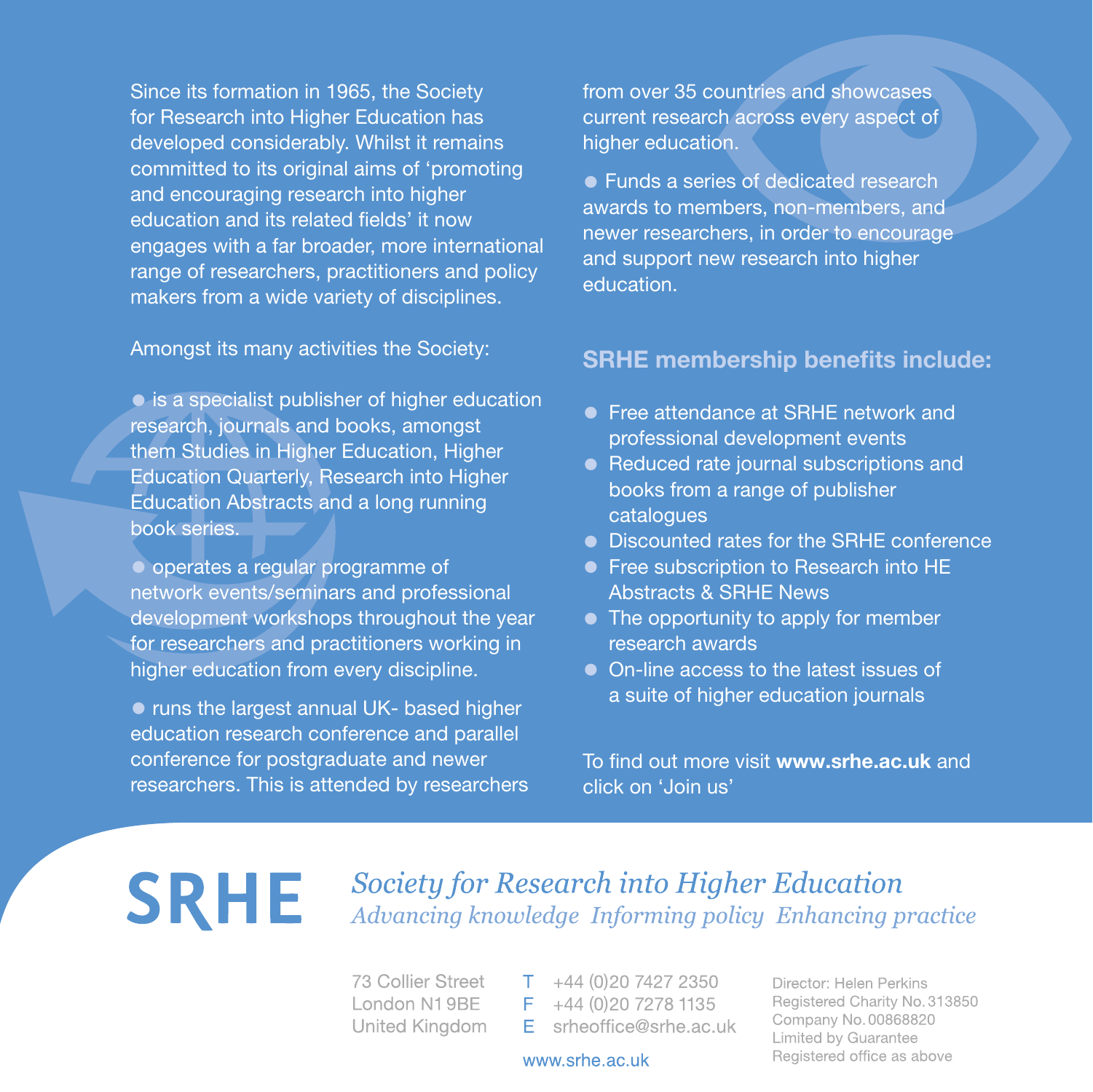Since its formation in 1965, the Society for Research into Higher Education has developed considerably. Whilst it remains committed to its original aims of 'promoting and encouraging research into higher education and its related fields' it now engages with a far broader, more international range of researchers, practitioners and policy makers from a wide variety of disciplines.

Amongst its many activities the Society:

- is a specialist publisher of higher education research, journals and books, amongst them Studies in Higher Education, Higher Education Quarterly, Research into Higher Education Abstracts and a long running book series.
- operates a regular programme of network events/seminars and professional development workshops throughout the year for researchers and practitioners working in higher education from every discipline.
- runs the largest annual UK- based higher education research conference and parallel conference for postgraduate and newer researchers. This is attended by researchers from over 35 countries and showcases current research across every aspect of higher education.
- Funds a series of dedicated research awards to members, non-members, and newer researchers, in order to encourage and support new research into higher education.

## SRHE membership benefits include:

- Free attendance at SRHE network and professional development events
- Reduced rate journal subscriptions and books from a range of publisher catalogues
- Discounted rates for the SRHE conference
- Free subscription to Research into HE Abstracts & SRHE News
- The opportunity to apply for member research awards
- On-line access to the latest issues of a suite of higher education journals

To find out more visit **www.srhe.ac.uk** and click on 'Join us'

# SRHE

*Society for Research into Higher Education*
*Advancing knowledge Informing policy Enhancing practice*

73 Collier Street
London N1 9BE
United Kingdom

T +44 (0)20 7427 2350
F +44 (0)20 7278 1135
E srheoffice@srhe.ac.uk

www.srhe.ac.uk

Director: Helen Perkins
Registered Charity No. 313850
Company No. 00868820
Limited by Guarantee
Registered office as above